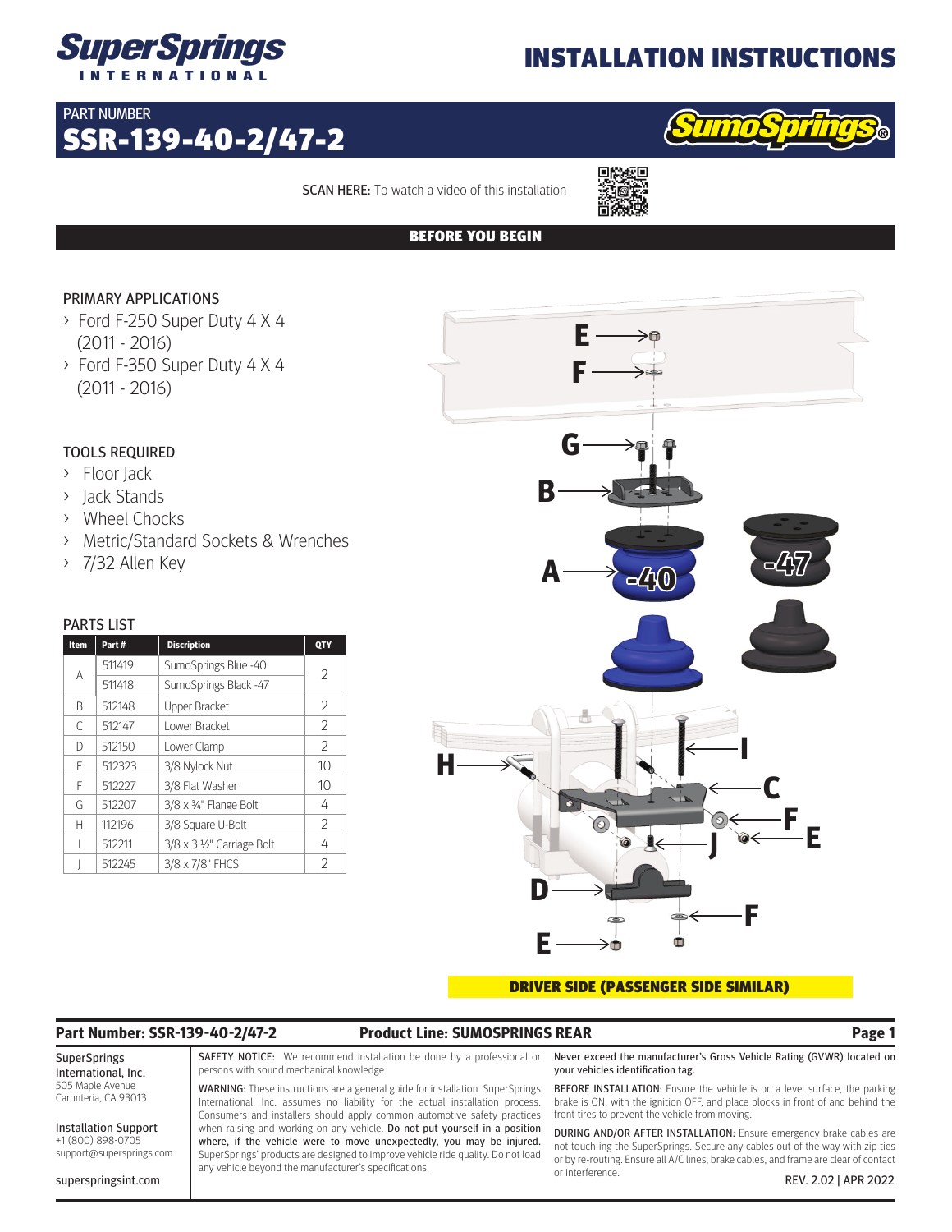# INSTALLATION INSTRUCTIONS

PART NUMBER

## SSR-139-40-2/47-2

SCAN HERE: To watch a video of this installation

## BEFORE YOU BEGIN

### PRIMARY APPLICATIONS

- Ford F-250 Super Duty 4 X 4 (2011 - 2016)
- Ford F-350 Super Duty 4 X 4 (2011 - 2016)

### TOOLS REQUIRED

- Floor Jack
- Jack Stands
- Wheel Chocks
- Metric/Standard Sockets & Wrenches
- 7/32 Allen Key

### PARTS LIST

| Item | Part # | Discription | QTY |
|---|---|---|---|
| A | 511419 | SumoSprings Blue -40 | 2 |
| | 511418 | SumoSprings Black -47 | |
| B | 512148 | Upper Bracket | 2 |
| C | 512147 | Lower Bracket | 2 |
| D | 512150 | Lower Clamp | 2 |
| E | 512323 | 3/8 Nylock Nut | 10 |
| F | 512227 | 3/8 Flat Washer | 10 |
| G | 512207 | 3/8 x ¾" Flange Bolt | 4 |
| H | 112196 | 3/8 Square U-Bolt | 2 |
| I | 512211 | 3/8 x 3 ½" Carriage Bolt | 4 |
| J | 512245 | 3/8 x 7/8" FHCS | 2 |

DRIVER SIDE (PASSENGER SIDE SIMILAR)

**Part Number: SSR-139-40-2/47-2** **Product Line: SUMOSPRINGS REAR**

SuperSprings International, Inc.
505 Maple Avenue
Carpnteria, CA 93013

Installation Support
+1 (800) 898-0705
support@supersprings.com

superspringsint.com

SAFETY NOTICE: We recommend installation be done by a professional or persons with sound mechanical knowledge.

WARNING: These instructions are a general guide for installation. SuperSprings International, Inc. assumes no liability for the actual installation process. Consumers and installers should apply common automotive safety practices when raising and working on any vehicle. Do not put yourself in a position where, if the vehicle were to move unexpectedly, you may be injured. SuperSprings' products are designed to improve vehicle ride quality. Do not load any vehicle beyond the manufacturer's specifications.

Never exceed the manufacturer's Gross Vehicle Rating (GVWR) located on your vehicles identification tag.

BEFORE INSTALLATION: Ensure the vehicle is on a level surface, the parking brake is ON, with the ignition OFF, and place blocks in front of and behind the front tires to prevent the vehicle from moving.

DURING AND/OR AFTER INSTALLATION: Ensure emergency brake cables are not touch-ing the SuperSprings. Secure any cables out of the way with zip ties or by re-routing. Ensure all A/C lines, brake cables, and frame are clear of contact or interference.

REV. 2.02 | APR 2022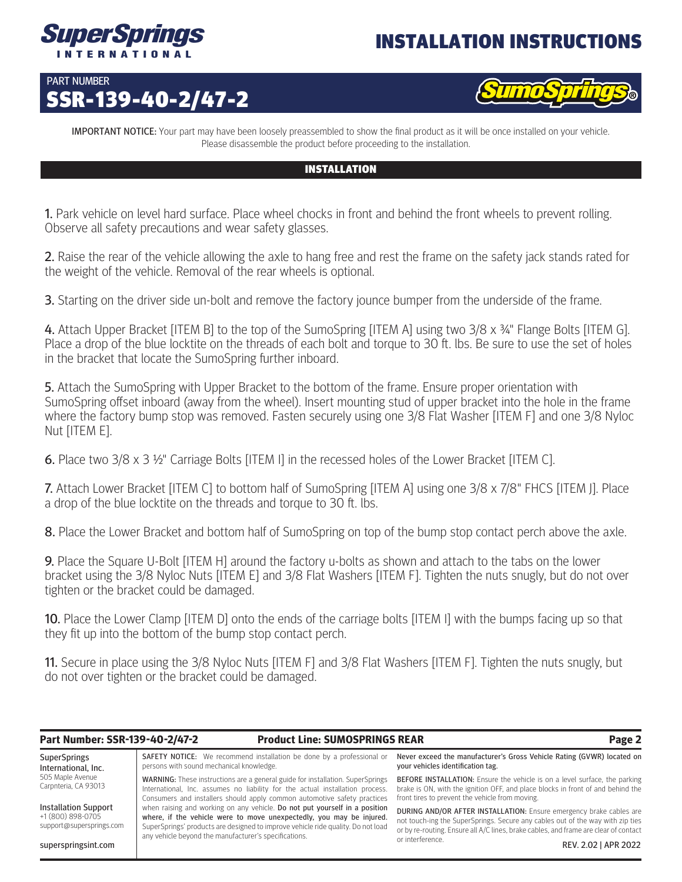# INSTALLATION INSTRUCTIONS

PART NUMBER
## SSR-139-40-2/47-2

IMPORTANT NOTICE: Your part may have been loosely preassembled to show the final product as it will be once installed on your vehicle. Please disassemble the product before proceeding to the installation.

### INSTALLATION

**1.** Park vehicle on level hard surface. Place wheel chocks in front and behind the front wheels to prevent rolling. Observe all safety precautions and wear safety glasses.

**2.** Raise the rear of the vehicle allowing the axle to hang free and rest the frame on the safety jack stands rated for the weight of the vehicle. Removal of the rear wheels is optional.

**3.** Starting on the driver side un-bolt and remove the factory jounce bumper from the underside of the frame.

**4.** Attach Upper Bracket [ITEM B] to the top of the SumoSpring [ITEM A] using two 3/8 x ¾" Flange Bolts [ITEM G]. Place a drop of the blue locktite on the threads of each bolt and torque to 30 ft. lbs. Be sure to use the set of holes in the bracket that locate the SumoSpring further inboard.

**5.** Attach the SumoSpring with Upper Bracket to the bottom of the frame. Ensure proper orientation with SumoSpring offset inboard (away from the wheel). Insert mounting stud of upper bracket into the hole in the frame where the factory bump stop was removed. Fasten securely using one 3/8 Flat Washer [ITEM F] and one 3/8 Nyloc Nut [ITEM E].

**6.** Place two 3/8 x 3 ½" Carriage Bolts [ITEM I] in the recessed holes of the Lower Bracket [ITEM C].

**7.** Attach Lower Bracket [ITEM C] to bottom half of SumoSpring [ITEM A] using one 3/8 x 7/8" FHCS [ITEM J]. Place a drop of the blue locktite on the threads and torque to 30 ft. lbs.

**8.** Place the Lower Bracket and bottom half of SumoSpring on top of the bump stop contact perch above the axle.

**9.** Place the Square U-Bolt [ITEM H] around the factory u-bolts as shown and attach to the tabs on the lower bracket using the 3/8 Nyloc Nuts [ITEM E] and 3/8 Flat Washers [ITEM F]. Tighten the nuts snugly, but do not over tighten or the bracket could be damaged.

**10.** Place the Lower Clamp [ITEM D] onto the ends of the carriage bolts [ITEM I] with the bumps facing up so that they fit up into the bottom of the bump stop contact perch.

**11.** Secure in place using the 3/8 Nyloc Nuts [ITEM F] and 3/8 Flat Washers [ITEM F]. Tighten the nuts snugly, but do not over tighten or the bracket could be damaged.

---

**Part Number: SSR-139-40-2/47-2** | **Product Line: SUMOSPRINGS REAR**

SuperSprings International, Inc.
505 Maple Avenue
Carpnteria, CA 93013

Installation Support
+1 (800) 898-0705
support@supersprings.com

superspringsint.com

SAFETY NOTICE: We recommend installation be done by a professional or persons with sound mechanical knowledge.

WARNING: These instructions are a general guide for installation. SuperSprings International, Inc. assumes no liability for the actual installation process. Consumers and installers should apply common automotive safety practices when raising and working on any vehicle. **Do not put yourself in a position where, if the vehicle were to move unexpectedly, you may be injured.** SuperSprings' products are designed to improve vehicle ride quality. Do not load any vehicle beyond the manufacturer's specifications.

Never exceed the manufacturer's Gross Vehicle Rating (GVWR) located on your vehicles identification tag.

BEFORE INSTALLATION: Ensure the vehicle is on a level surface, the parking brake is ON, with the ignition OFF, and place blocks in front of and behind the front tires to prevent the vehicle from moving.

DURING AND/OR AFTER INSTALLATION: Ensure emergency brake cables are not touch-ing the SuperSprings. Secure any cables out of the way with zip ties or by re-routing. Ensure all A/C lines, brake cables, and frame are clear of contact or interference.

REV. 2.02 | APR 2022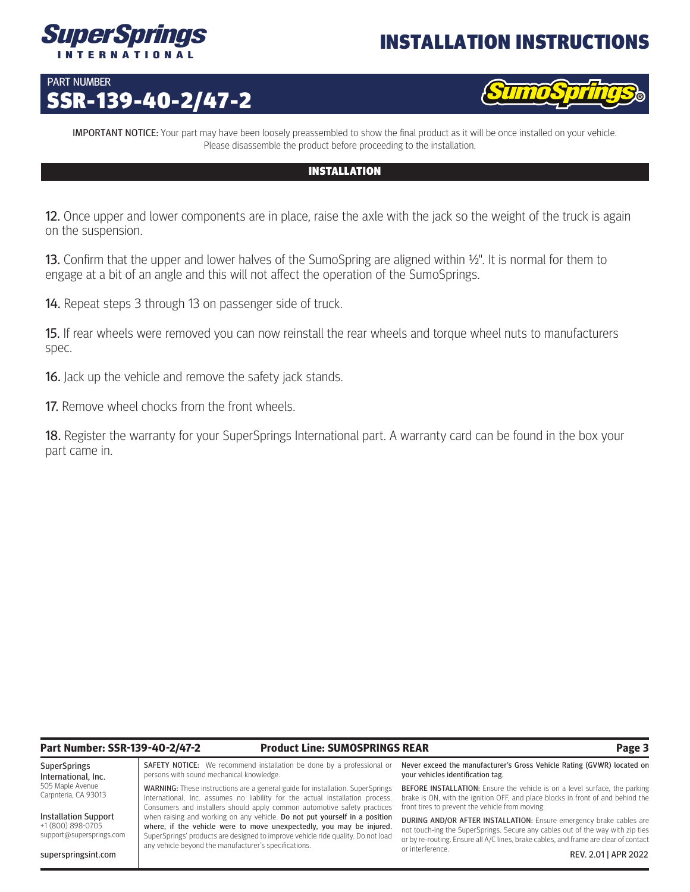# INSTALLATION INSTRUCTIONS

PART NUMBER

## SSR-139-40-2/47-2

**IMPORTANT NOTICE:** Your part may have been loosely preassembled to show the final product as it will be once installed on your vehicle. Please disassemble the product before proceeding to the installation.

## INSTALLATION

**12.** Once upper and lower components are in place, raise the axle with the jack so the weight of the truck is again on the suspension.

**13.** Confirm that the upper and lower halves of the SumoSpring are aligned within ½". It is normal for them to engage at a bit of an angle and this will not affect the operation of the SumoSprings.

**14.** Repeat steps 3 through 13 on passenger side of truck.

**15.** If rear wheels were removed you can now reinstall the rear wheels and torque wheel nuts to manufacturers spec.

**16.** Jack up the vehicle and remove the safety jack stands.

**17.** Remove wheel chocks from the front wheels.

**18.** Register the warranty for your SuperSprings International part. A warranty card can be found in the box your part came in.

**Part Number: SSR-139-40-2/47-2** **Product Line: SUMOSPRINGS REAR**

SuperSprings International, Inc.
505 Maple Avenue
Carpnteria, CA 93013

Installation Support
+1 (800) 898-0705
support@supersprings.com

superspringsint.com

**SAFETY NOTICE:** We recommend installation be done by a professional or persons with sound mechanical knowledge.

**WARNING:** These instructions are a general guide for installation. SuperSprings International, Inc. assumes no liability for the actual installation process. Consumers and installers should apply common automotive safety practices when raising and working on any vehicle. **Do not put yourself in a position where, if the vehicle were to move unexpectedly, you may be injured.** SuperSprings' products are designed to improve vehicle ride quality. Do not load any vehicle beyond the manufacturer's specifications.

**Never exceed the manufacturer's Gross Vehicle Rating (GVWR) located on your vehicles identification tag.**

**BEFORE INSTALLATION:** Ensure the vehicle is on a level surface, the parking brake is ON, with the ignition OFF, and place blocks in front of and behind the front tires to prevent the vehicle from moving.

**DURING AND/OR AFTER INSTALLATION:** Ensure emergency brake cables are not touch-ing the SuperSprings. Secure any cables out of the way with zip ties or by re-routing. Ensure all A/C lines, brake cables, and frame are clear of contact or interference.

REV. 2.01 | APR 2022